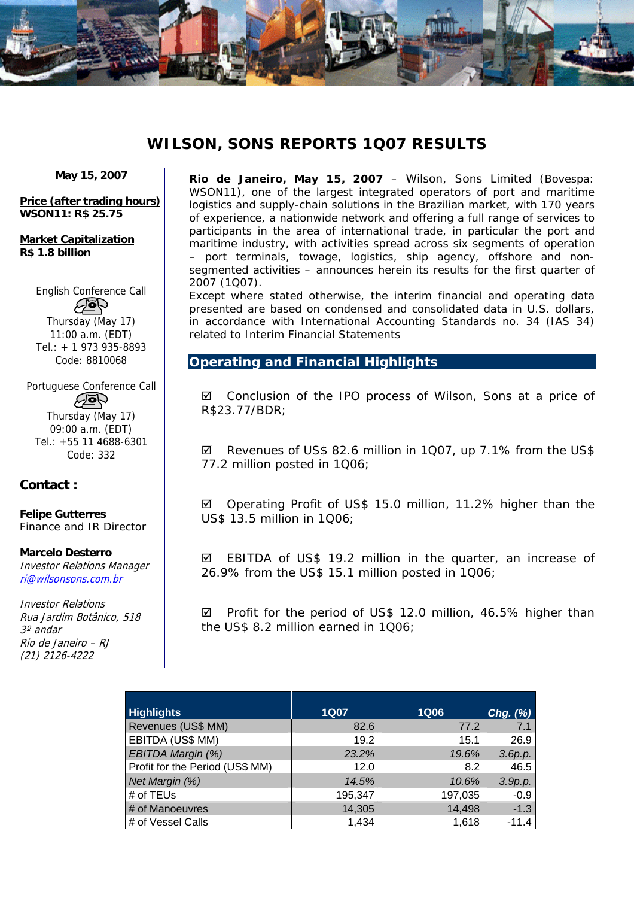# WILSON, SONS REPORTS 1Q07 RESULTS

**May 15, 2007**

**Price (after trading hours)**
**WSON11: R$ 25.75**

**Market Capitalization**
**R$ 1.8 billion**

English Conference Call
Thursday (May 17)
11:00 a.m. (EDT)
Tel.: + 1 973 935-8893
Code: 8810068

Portuguese Conference Call
Thursday (May 17)
09:00 a.m. (EDT)
Tel.: +55 11 4688-6301
Code: 332

**Contact :**

**Felipe Gutterres**
Finance and IR Director

**Marcelo Desterro**
*Investor Relations Manager*
*ri@wilsonsons.com.br*

*Investor Relations*
*Rua Jardim Botânico, 518*
*3º andar*
*Rio de Janeiro – RJ*
*(21) 2126-4222*

**Rio de Janeiro, May 15, 2007** – Wilson, Sons Limited (Bovespa: WSON11), one of the largest integrated operators of port and maritime logistics and supply-chain solutions in the Brazilian market, with 170 years of experience, a nationwide network and offering a full range of services to participants in the area of international trade, in particular the port and maritime industry, with activities spread across six segments of operation – port terminals, towage, logistics, ship agency, offshore and non-segmented activities – announces herein its results for the first quarter of 2007 (1Q07).

Except where stated otherwise, the interim financial and operating data presented are based on condensed and consolidated data in U.S. dollars, in accordance with International Accounting Standards no. 34 (IAS 34) related to Interim Financial Statements

## Operating and Financial Highlights

- ☑ Conclusion of the IPO process of Wilson, Sons at a price of R$23.77/BDR;
- ☑ Revenues of US$ 82.6 million in 1Q07, up 7.1% from the US$ 77.2 million posted in 1Q06;
- ☑ Operating Profit of US$ 15.0 million, 11.2% higher than the US$ 13.5 million in 1Q06;
- ☑ EBITDA of US$ 19.2 million in the quarter, an increase of 26.9% from the US$ 15.1 million posted in 1Q06;
- ☑ Profit for the period of US$ 12.0 million, 46.5% higher than the US$ 8.2 million earned in 1Q06;

| Highlights | 1Q07 | 1Q06 | *Chg. (%)* |
|---|---|---|---|
| Revenues (US$ MM) | 82.6 | 77.2 | 7.1 |
| EBITDA (US$ MM) | 19.2 | 15.1 | 26.9 |
| *EBITDA Margin (%)* | *23.2%* | *19.6%* | *3.6p.p.* |
| Profit for the Period (US$ MM) | 12.0 | 8.2 | 46.5 |
| *Net Margin (%)* | *14.5%* | *10.6%* | *3.9p.p.* |
| # of TEUs | 195,347 | 197,035 | -0.9 |
| # of Manoeuvres | 14,305 | 14,498 | -1.3 |
| # of Vessel Calls | 1,434 | 1,618 | -11.4 |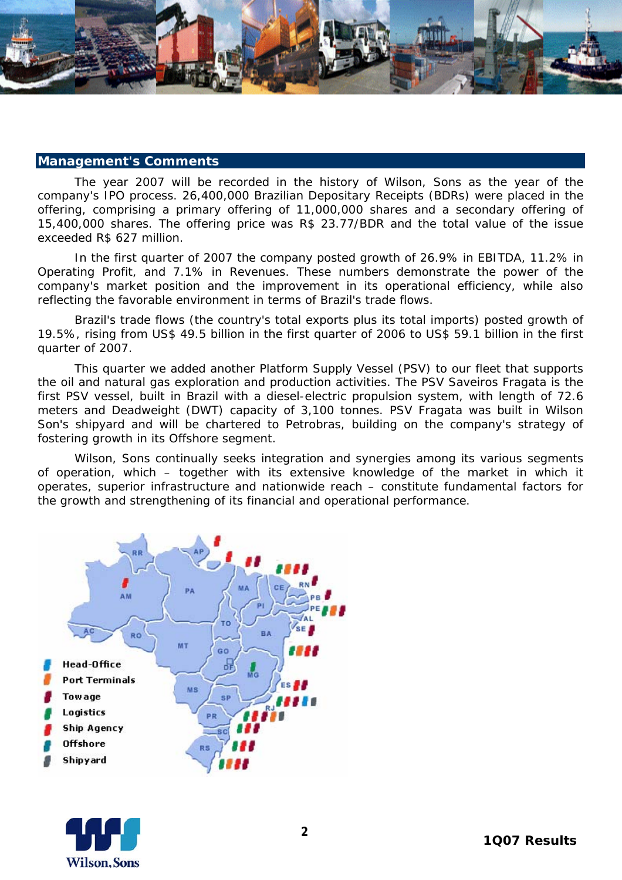## Management's Comments

The year 2007 will be recorded in the history of Wilson, Sons as the year of the company's IPO process. 26,400,000 Brazilian Depositary Receipts (BDRs) were placed in the offering, comprising a primary offering of 11,000,000 shares and a secondary offering of 15,400,000 shares. The offering price was R$ 23.77/BDR and the total value of the issue exceeded R$ 627 million.

In the first quarter of 2007 the company posted growth of 26.9% in EBITDA, 11.2% in Operating Profit, and 7.1% in Revenues. These numbers demonstrate the power of the company's market position and the improvement in its operational efficiency, while also reflecting the favorable environment in terms of Brazil's trade flows.

Brazil's trade flows (the country's total exports plus its total imports) posted growth of 19.5%, rising from US$ 49.5 billion in the first quarter of 2006 to US$ 59.1 billion in the first quarter of 2007.

This quarter we added another Platform Supply Vessel (PSV) to our fleet that supports the oil and natural gas exploration and production activities. The PSV Saveiros Fragata is the first PSV vessel, built in Brazil with a diesel-electric propulsion system, with length of 72.6 meters and Deadweight (DWT) capacity of 3,100 tonnes. PSV Fragata was built in Wilson Son's shipyard and will be chartered to Petrobras, building on the company's strategy of fostering growth in its Offshore segment.

Wilson, Sons continually seeks integration and synergies among its various segments of operation, which – together with its extensive knowledge of the market in which it operates, superior infrastructure and nationwide reach – constitute fundamental factors for the growth and strengthening of its financial and operational performance.

- Head-Office
- Port Terminals
- Towage
- Logistics
- Ship Agency
- Offshore
- Shipyard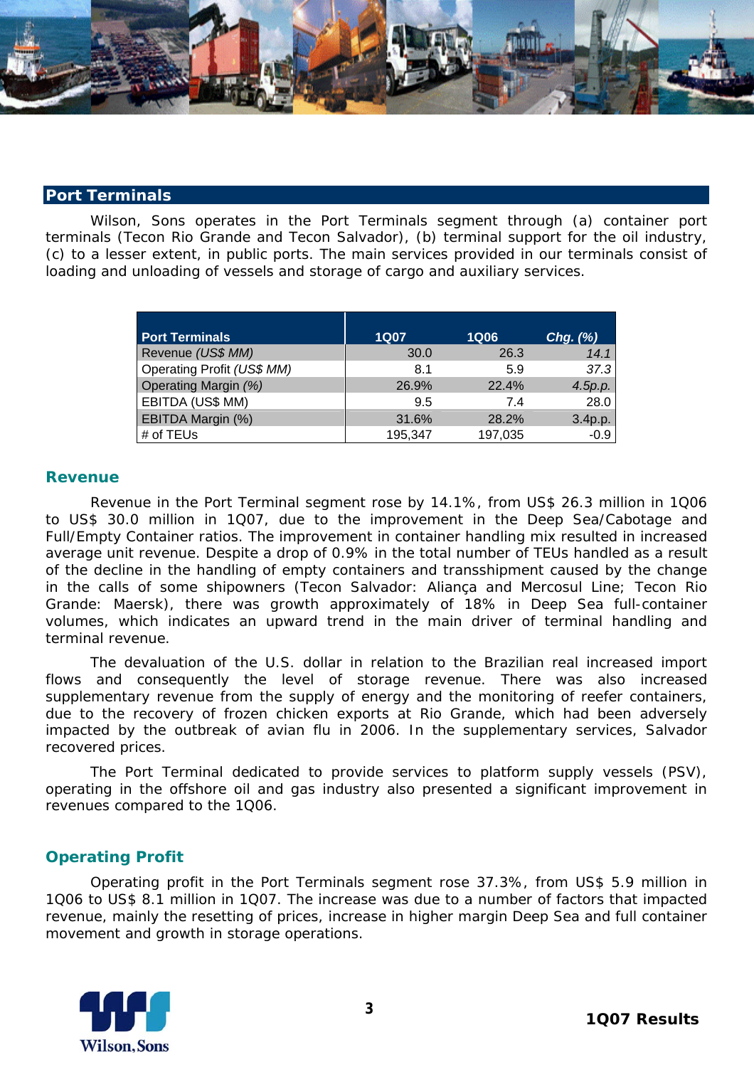## Port Terminals

Wilson, Sons operates in the Port Terminals segment through (a) container port terminals (Tecon Rio Grande and Tecon Salvador), (b) terminal support for the oil industry, (c) to a lesser extent, in public ports. The main services provided in our terminals consist of loading and unloading of vessels and storage of cargo and auxiliary services.

| Port Terminals | 1Q07 | 1Q06 | *Chg. (%)* |
|---|---|---|---|
| Revenue *(US$ MM)* | 30.0 | 26.3 | *14.1* |
| Operating Profit *(US$ MM)* | 8.1 | 5.9 | *37.3* |
| Operating Margin *(%)* | 26.9% | 22.4% | *4.5p.p.* |
| EBITDA (US$ MM) | 9.5 | 7.4 | 28.0 |
| EBITDA Margin (%) | 31.6% | 28.2% | 3.4p.p. |
| # of TEUs | 195,347 | 197,035 | -0.9 |

### Revenue

Revenue in the Port Terminal segment rose by 14.1%, from US$ 26.3 million in 1Q06 to US$ 30.0 million in 1Q07, due to the improvement in the Deep Sea/Cabotage and Full/Empty Container ratios. The improvement in container handling mix resulted in increased average unit revenue. Despite a drop of 0.9% in the total number of TEUs handled as a result of the decline in the handling of empty containers and transshipment caused by the change in the calls of some shipowners (Tecon Salvador: Aliança and Mercosul Line; Tecon Rio Grande: Maersk), there was growth approximately of 18% in Deep Sea full-container volumes, which indicates an upward trend in the main driver of terminal handling and terminal revenue.

The devaluation of the U.S. dollar in relation to the Brazilian real increased import flows and consequently the level of storage revenue. There was also increased supplementary revenue from the supply of energy and the monitoring of reefer containers, due to the recovery of frozen chicken exports at Rio Grande, which had been adversely impacted by the outbreak of avian flu in 2006. In the supplementary services, Salvador recovered prices.

The Port Terminal dedicated to provide services to platform supply vessels (PSV), operating in the offshore oil and gas industry also presented a significant improvement in revenues compared to the 1Q06.

### Operating Profit

Operating profit in the Port Terminals segment rose 37.3%, from US$ 5.9 million in 1Q06 to US$ 8.1 million in 1Q07. The increase was due to a number of factors that impacted revenue, mainly the resetting of prices, increase in higher margin Deep Sea and full container movement and growth in storage operations.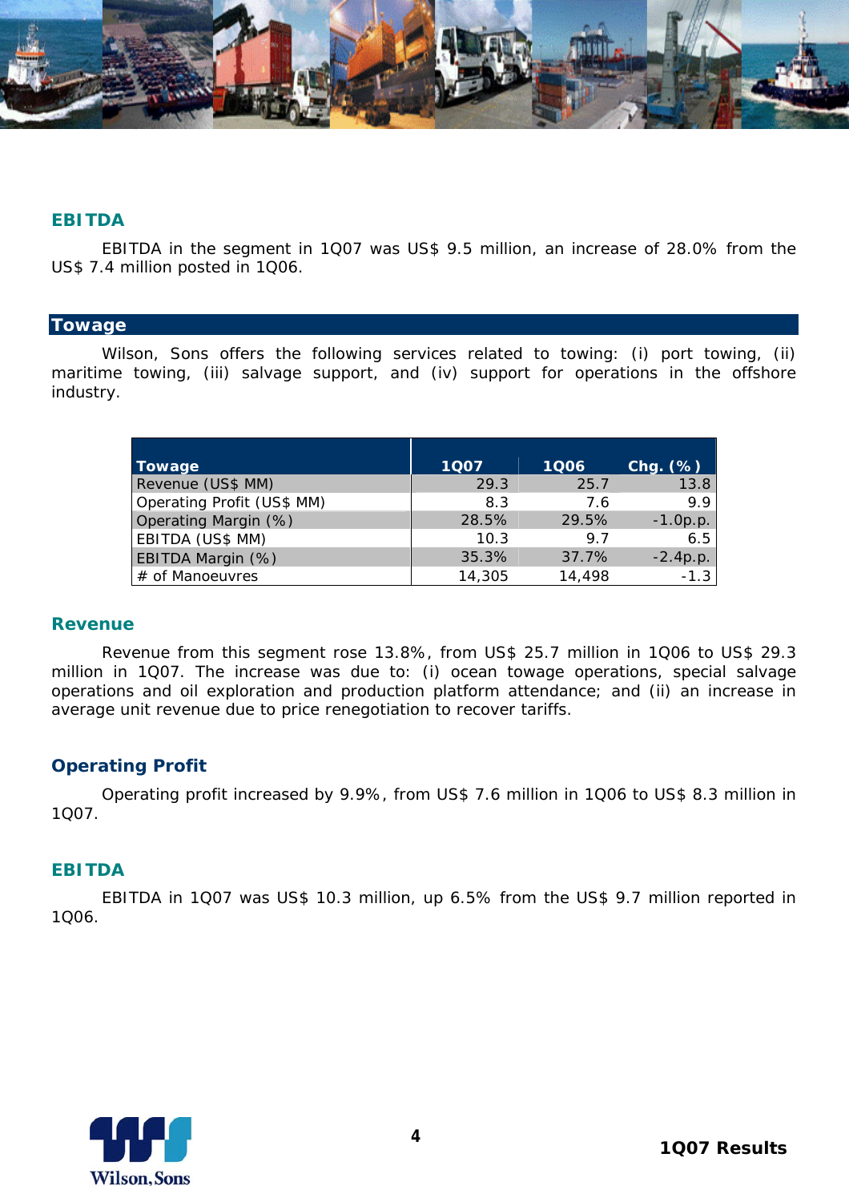### EBITDA

EBITDA in the segment in 1Q07 was US$ 9.5 million, an increase of 28.0% from the US$ 7.4 million posted in 1Q06.

## Towage

Wilson, Sons offers the following services related to towing: (i) port towing, (ii) maritime towing, (iii) salvage support, and (iv) support for operations in the offshore industry.

| Towage | 1Q07 | 1Q06 | Chg. (%) |
|---|---|---|---|
| Revenue (US$ MM) | 29.3 | 25.7 | 13.8 |
| Operating Profit (US$ MM) | 8.3 | 7.6 | 9.9 |
| Operating Margin (%) | 28.5% | 29.5% | -1.0p.p. |
| EBITDA (US$ MM) | 10.3 | 9.7 | 6.5 |
| EBITDA Margin (%) | 35.3% | 37.7% | -2.4p.p. |
| # of Manoeuvres | 14,305 | 14,498 | -1.3 |

### Revenue

Revenue from this segment rose 13.8%, from US$ 25.7 million in 1Q06 to US$ 29.3 million in 1Q07. The increase was due to: (i) ocean towage operations, special salvage operations and oil exploration and production platform attendance; and (ii) an increase in average unit revenue due to price renegotiation to recover tariffs.

### Operating Profit

Operating profit increased by 9.9%, from US$ 7.6 million in 1Q06 to US$ 8.3 million in 1Q07.

### EBITDA

EBITDA in 1Q07 was US$ 10.3 million, up 6.5% from the US$ 9.7 million reported in 1Q06.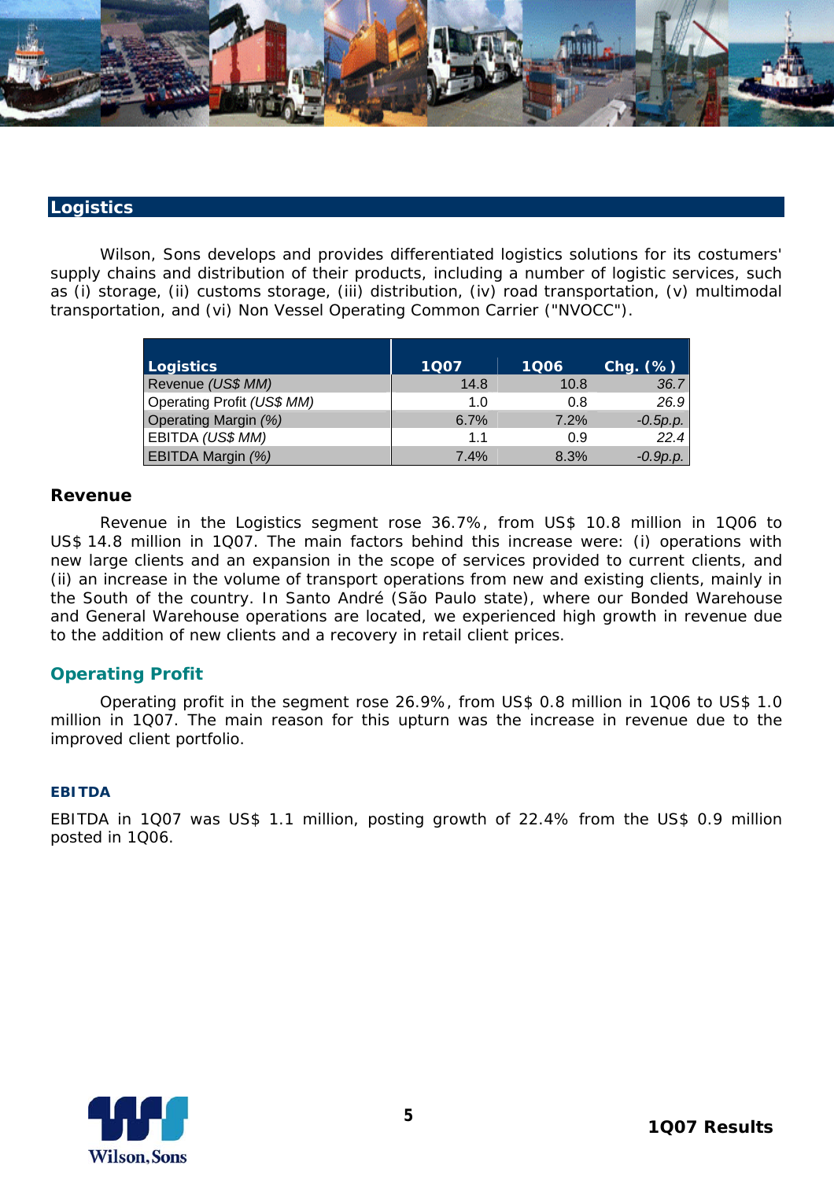## Logistics

Wilson, Sons develops and provides differentiated logistics solutions for its costumers' supply chains and distribution of their products, including a number of logistic services, such as (i) storage, (ii) customs storage, (iii) distribution, (iv) road transportation, (v) multimodal transportation, and (vi) Non Vessel Operating Common Carrier ("NVOCC").

| Logistics | 1Q07 | 1Q06 | Chg. (%) |
|---|---|---|---|
| Revenue *(US$ MM)* | 14.8 | 10.8 | *36.7* |
| Operating Profit *(US$ MM)* | 1.0 | 0.8 | *26.9* |
| Operating Margin *(%)* | 6.7% | 7.2% | *-0.5p.p.* |
| EBITDA *(US$ MM)* | 1.1 | 0.9 | *22.4* |
| EBITDA Margin *(%)* | 7.4% | 8.3% | *-0.9p.p.* |

### Revenue

Revenue in the Logistics segment rose 36.7%, from US$ 10.8 million in 1Q06 to US$ 14.8 million in 1Q07. The main factors behind this increase were: (i) operations with new large clients and an expansion in the scope of services provided to current clients, and (ii) an increase in the volume of transport operations from new and existing clients, mainly in the South of the country. In Santo André (São Paulo state), where our Bonded Warehouse and General Warehouse operations are located, we experienced high growth in revenue due to the addition of new clients and a recovery in retail client prices.

### Operating Profit

Operating profit in the segment rose 26.9%, from US$ 0.8 million in 1Q06 to US$ 1.0 million in 1Q07. The main reason for this upturn was the increase in revenue due to the improved client portfolio.

#### EBITDA

EBITDA in 1Q07 was US$ 1.1 million, posting growth of 22.4% from the US$ 0.9 million posted in 1Q06.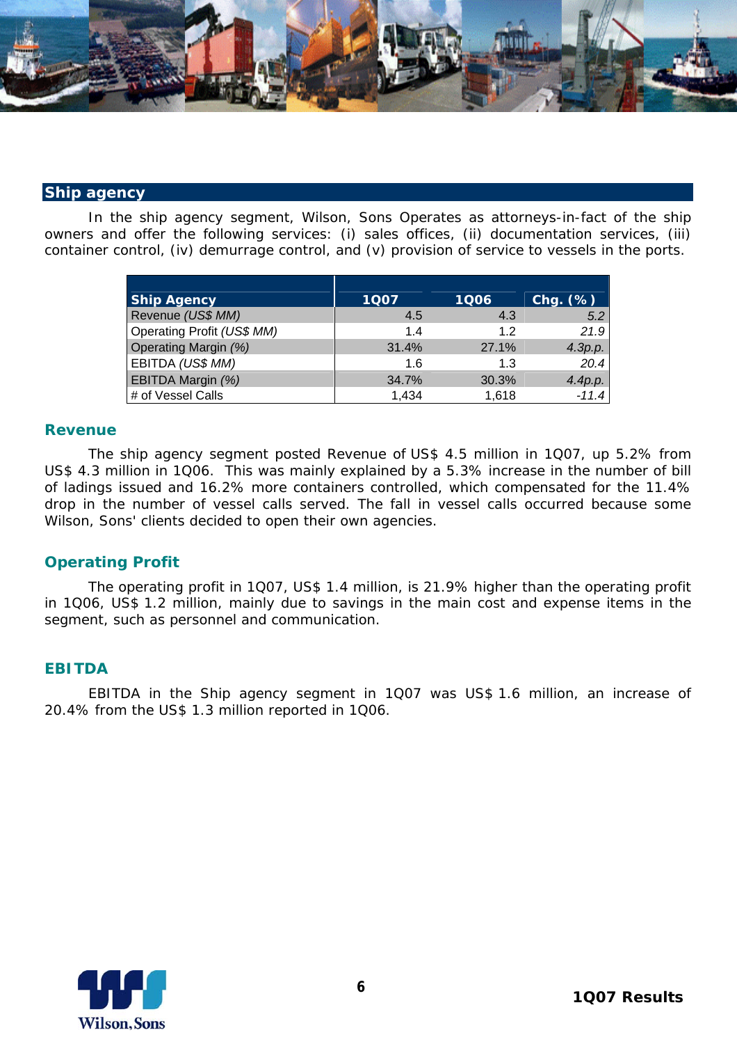## Ship agency

In the ship agency segment, Wilson, Sons Operates as attorneys-in-fact of the ship owners and offer the following services: (i) sales offices, (ii) documentation services, (iii) container control, (iv) demurrage control, and (v) provision of service to vessels in the ports.

| Ship Agency | 1Q07 | 1Q06 | Chg. (%) |
|---|---|---|---|
| Revenue *(US$ MM)* | 4.5 | 4.3 | *5.2* |
| Operating Profit *(US$ MM)* | 1.4 | 1.2 | *21.9* |
| Operating Margin *(%)* | 31.4% | 27.1% | *4.3p.p.* |
| EBITDA *(US$ MM)* | 1.6 | 1.3 | *20.4* |
| EBITDA Margin *(%)* | 34.7% | 30.3% | *4.4p.p.* |
| # of Vessel Calls | 1,434 | 1,618 | *-11.4* |

### Revenue

The ship agency segment posted Revenue of US$ 4.5 million in 1Q07, up 5.2% from US$ 4.3 million in 1Q06. This was mainly explained by a 5.3% increase in the number of bill of ladings issued and 16.2% more containers controlled, which compensated for the 11.4% drop in the number of vessel calls served. The fall in vessel calls occurred because some Wilson, Sons' clients decided to open their own agencies.

### Operating Profit

The operating profit in 1Q07, US$ 1.4 million, is 21.9% higher than the operating profit in 1Q06, US$ 1.2 million, mainly due to savings in the main cost and expense items in the segment, such as personnel and communication.

### EBITDA

EBITDA in the Ship agency segment in 1Q07 was US$ 1.6 million, an increase of 20.4% from the US$ 1.3 million reported in 1Q06.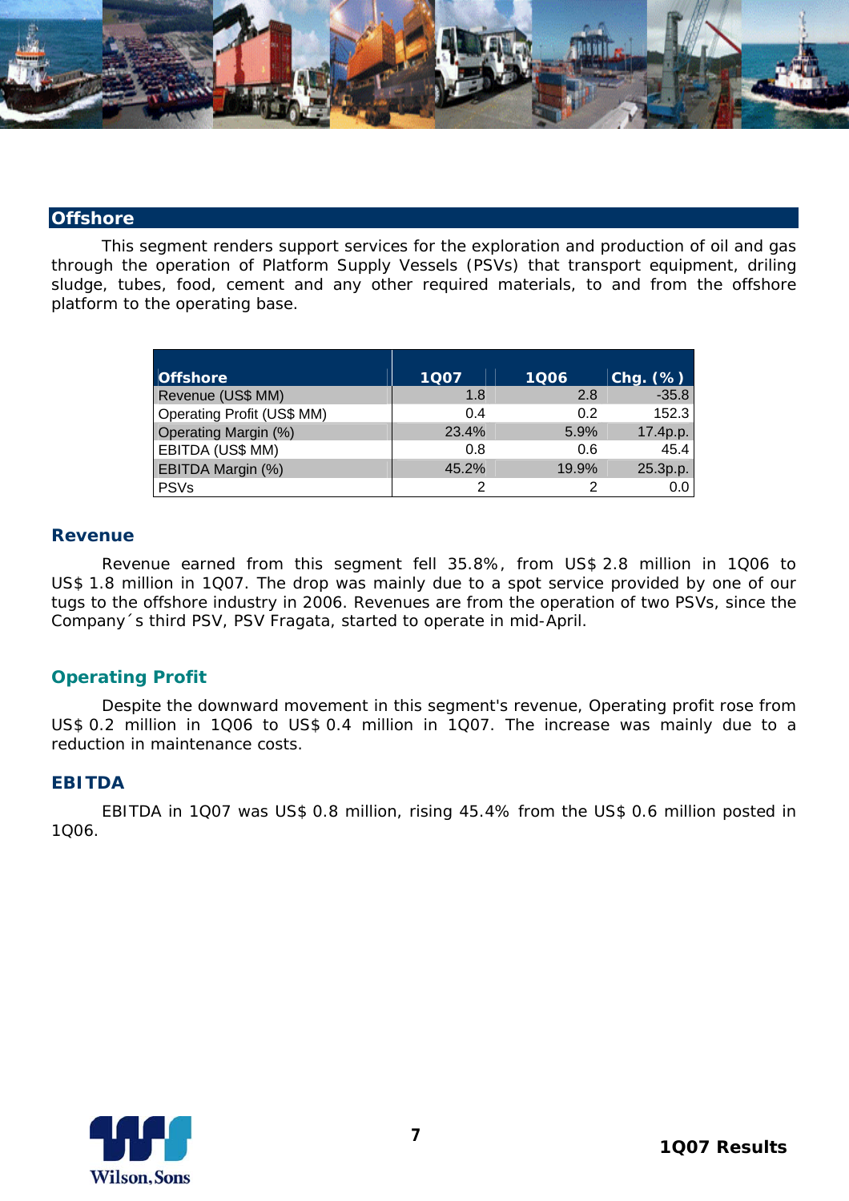## Offshore

This segment renders support services for the exploration and production of oil and gas through the operation of Platform Supply Vessels (PSVs) that transport equipment, driling sludge, tubes, food, cement and any other required materials, to and from the offshore platform to the operating base.

| Offshore | 1Q07 | 1Q06 | Chg. (%) |
|---|---|---|---|
| Revenue (US$ MM) | 1.8 | 2.8 | -35.8 |
| Operating Profit (US$ MM) | 0.4 | 0.2 | 152.3 |
| Operating Margin (%) | 23.4% | 5.9% | 17.4p.p. |
| EBITDA (US$ MM) | 0.8 | 0.6 | 45.4 |
| EBITDA Margin (%) | 45.2% | 19.9% | 25.3p.p. |
| PSVs | 2 | 2 | 0.0 |

### Revenue

Revenue earned from this segment fell 35.8%, from US$ 2.8 million in 1Q06 to US$ 1.8 million in 1Q07. The drop was mainly due to a spot service provided by one of our tugs to the offshore industry in 2006. Revenues are from the operation of two PSVs, since the Company´s third PSV, PSV Fragata, started to operate in mid-April.

### Operating Profit

Despite the downward movement in this segment's revenue, Operating profit rose from US$ 0.2 million in 1Q06 to US$ 0.4 million in 1Q07. The increase was mainly due to a reduction in maintenance costs.

### EBITDA

EBITDA in 1Q07 was US$ 0.8 million, rising 45.4% from the US$ 0.6 million posted in 1Q06.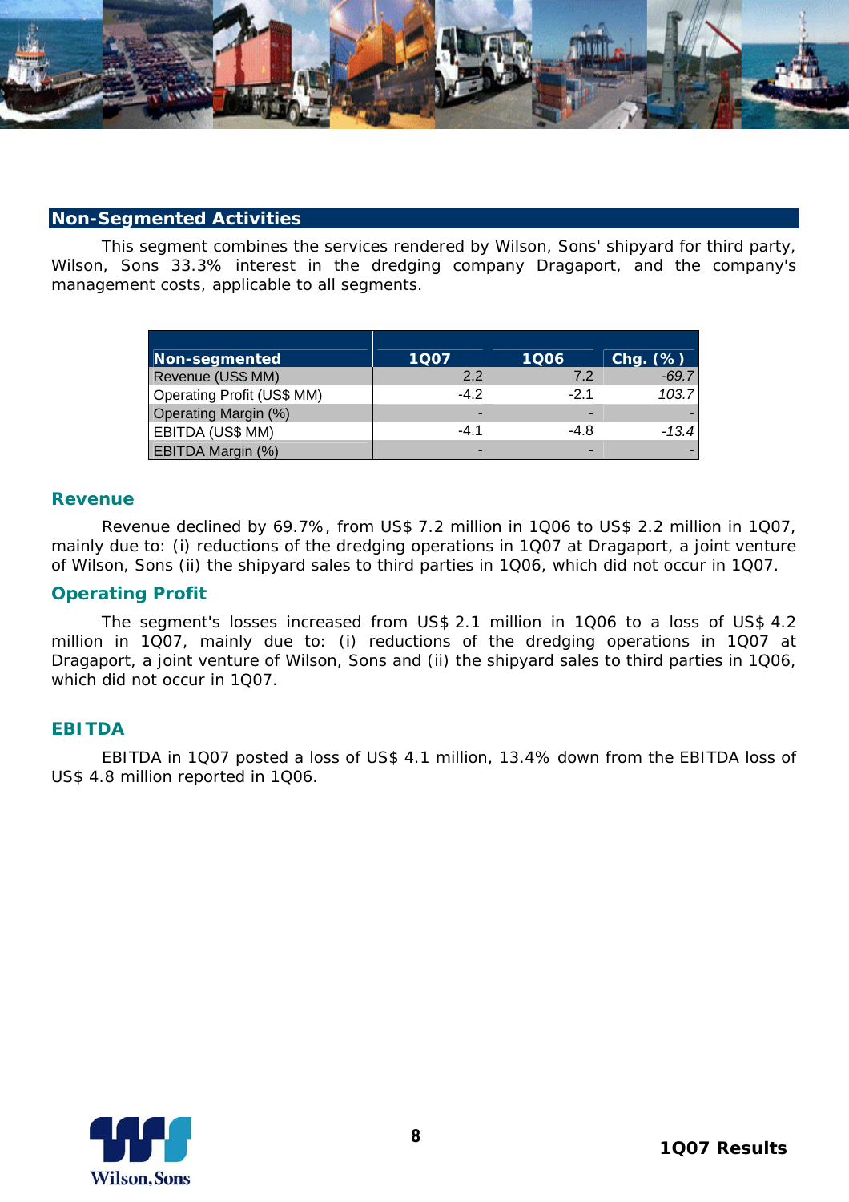## Non-Segmented Activities

This segment combines the services rendered by Wilson, Sons' shipyard for third party, Wilson, Sons 33.3% interest in the dredging company Dragaport, and the company's management costs, applicable to all segments.

| Non-segmented | 1Q07 | 1Q06 | Chg. (% ) |
|---|---|---|---|
| Revenue (US$ MM) | 2.2 | 7.2 | *-69.7* |
| Operating Profit (US$ MM) | -4.2 | -2.1 | *103.7* |
| Operating Margin (%) | - | - | - |
| EBITDA (US$ MM) | -4.1 | -4.8 | *-13.4* |
| EBITDA Margin (%) | - | - | - |

### Revenue

Revenue declined by 69.7%, from US$ 7.2 million in 1Q06 to US$ 2.2 million in 1Q07, mainly due to: (i) reductions of the dredging operations in 1Q07 at Dragaport, a joint venture of Wilson, Sons (ii) the shipyard sales to third parties in 1Q06, which did not occur in 1Q07.

### Operating Profit

The segment's losses increased from US$ 2.1 million in 1Q06 to a loss of US$ 4.2 million in 1Q07, mainly due to: (i) reductions of the dredging operations in 1Q07 at Dragaport, a joint venture of Wilson, Sons and (ii) the shipyard sales to third parties in 1Q06, which did not occur in 1Q07.

### EBITDA

EBITDA in 1Q07 posted a loss of US$ 4.1 million, 13.4% down from the EBITDA loss of US$ 4.8 million reported in 1Q06.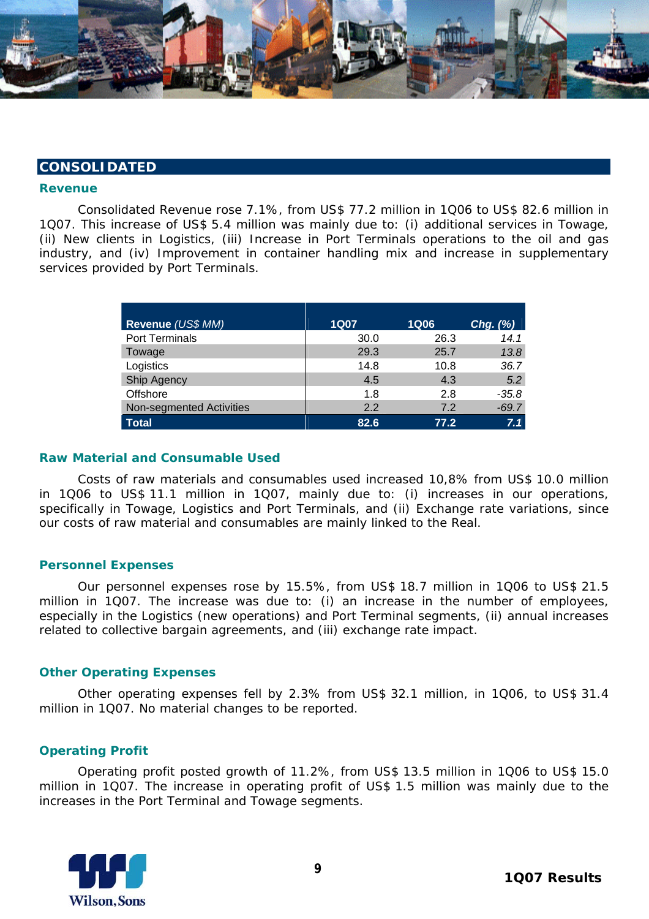## CONSOLIDATED

### Revenue

Consolidated Revenue rose 7.1%, from US$ 77.2 million in 1Q06 to US$ 82.6 million in 1Q07. This increase of US$ 5.4 million was mainly due to: (i) additional services in Towage, (ii) New clients in Logistics, (iii) Increase in Port Terminals operations to the oil and gas industry, and (iv) Improvement in container handling mix and increase in supplementary services provided by Port Terminals.

| **Revenue** *(US$ MM)* | **1Q07** | **1Q06** | ***Chg. (%)*** |
|---|---|---|---|
| Port Terminals | 30.0 | 26.3 | *14.1* |
| Towage | 29.3 | 25.7 | *13.8* |
| Logistics | 14.8 | 10.8 | *36.7* |
| Ship Agency | 4.5 | 4.3 | *5.2* |
| Offshore | 1.8 | 2.8 | *-35.8* |
| Non-segmented Activities | 2.2 | 7.2 | *-69.7* |
| **Total** | **82.6** | **77.2** | ***7.1*** |

### Raw Material and Consumable Used

Costs of raw materials and consumables used increased 10,8% from US$ 10.0 million in 1Q06 to US$ 11.1 million in 1Q07, mainly due to: (i) increases in our operations, specifically in Towage, Logistics and Port Terminals, and (ii) Exchange rate variations, since our costs of raw material and consumables are mainly linked to the Real.

### Personnel Expenses

Our personnel expenses rose by 15.5%, from US$ 18.7 million in 1Q06 to US$ 21.5 million in 1Q07. The increase was due to: (i) an increase in the number of employees, especially in the Logistics (new operations) and Port Terminal segments, (ii) annual increases related to collective bargain agreements, and (iii) exchange rate impact.

### Other Operating Expenses

Other operating expenses fell by 2.3% from US$ 32.1 million, in 1Q06, to US$ 31.4 million in 1Q07. No material changes to be reported.

### Operating Profit

Operating profit posted growth of 11.2%, from US$ 13.5 million in 1Q06 to US$ 15.0 million in 1Q07. The increase in operating profit of US$ 1.5 million was mainly due to the increases in the Port Terminal and Towage segments.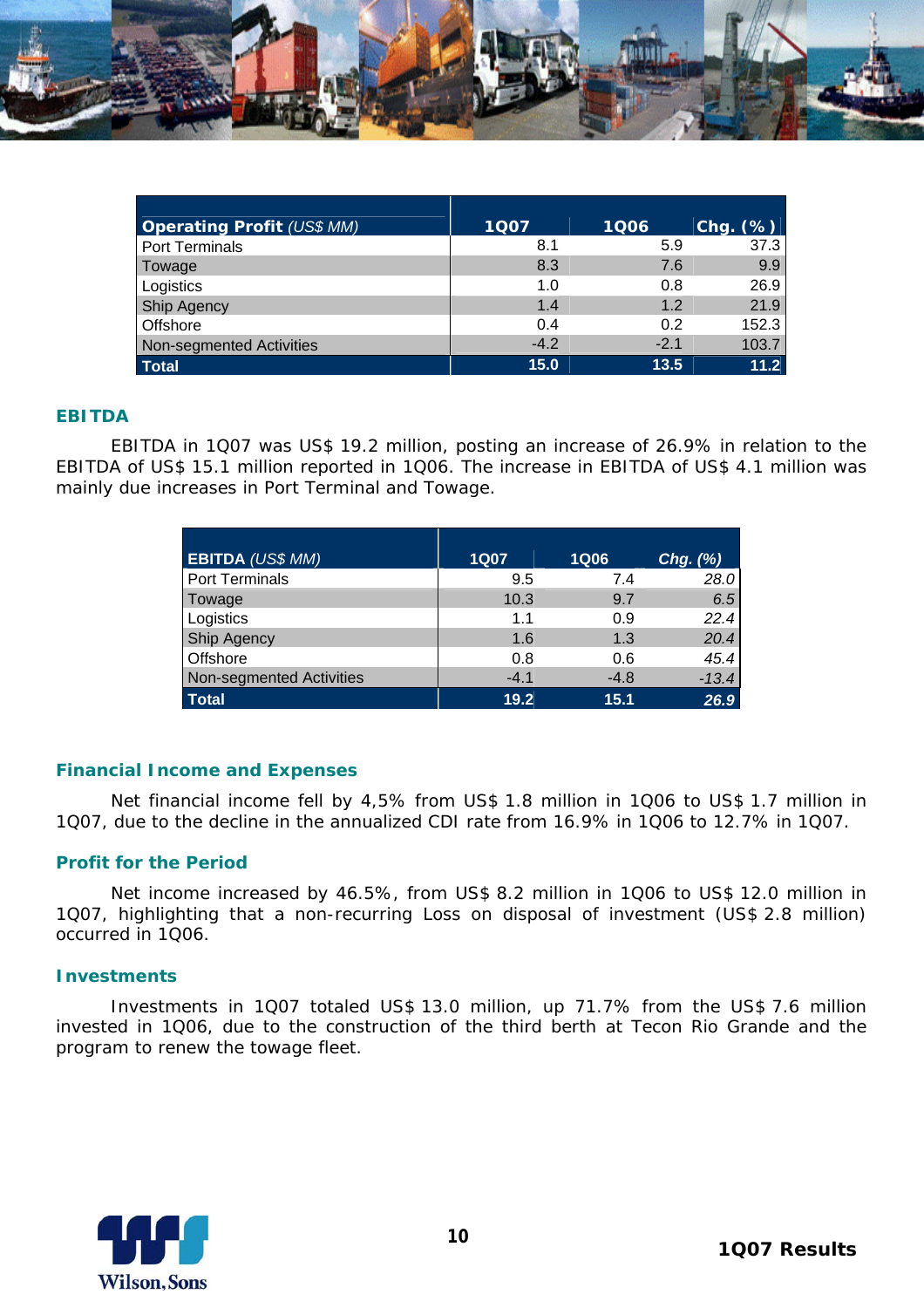| **Operating Profit** *(US$ MM)* | 1Q07 | 1Q06 | Chg. (%) |
|---|---|---|---|
| Port Terminals | 8.1 | 5.9 | 37.3 |
| Towage | 8.3 | 7.6 | 9.9 |
| Logistics | 1.0 | 0.8 | 26.9 |
| Ship Agency | 1.4 | 1.2 | 21.9 |
| Offshore | 0.4 | 0.2 | 152.3 |
| Non-segmented Activities | -4.2 | -2.1 | 103.7 |
| **Total** | **15.0** | **13.5** | **11.2** |

## EBITDA

EBITDA in 1Q07 was US$ 19.2 million, posting an increase of 26.9% in relation to the EBITDA of US$ 15.1 million reported in 1Q06. The increase in EBITDA of US$ 4.1 million was mainly due increases in Port Terminal and Towage.

| **EBITDA** *(US$ MM)* | 1Q07 | 1Q06 | *Chg. (%)* |
|---|---|---|---|
| Port Terminals | 9.5 | 7.4 | *28.0* |
| Towage | 10.3 | 9.7 | *6.5* |
| Logistics | 1.1 | 0.9 | *22.4* |
| Ship Agency | 1.6 | 1.3 | *20.4* |
| Offshore | 0.8 | 0.6 | *45.4* |
| Non-segmented Activities | -4.1 | -4.8 | *-13.4* |
| **Total** | **19.2** | **15.1** | ***26.9*** |

## Financial Income and Expenses

Net financial income fell by 4,5% from US$ 1.8 million in 1Q06 to US$ 1.7 million in 1Q07, due to the decline in the annualized CDI rate from 16.9% in 1Q06 to 12.7% in 1Q07.

## Profit for the Period

Net income increased by 46.5%, from US$ 8.2 million in 1Q06 to US$ 12.0 million in 1Q07, highlighting that a non-recurring Loss on disposal of investment (US$ 2.8 million) occurred in 1Q06.

## Investments

Investments in 1Q07 totaled US$ 13.0 million, up 71.7% from the US$ 7.6 million invested in 1Q06, due to the construction of the third berth at Tecon Rio Grande and the program to renew the towage fleet.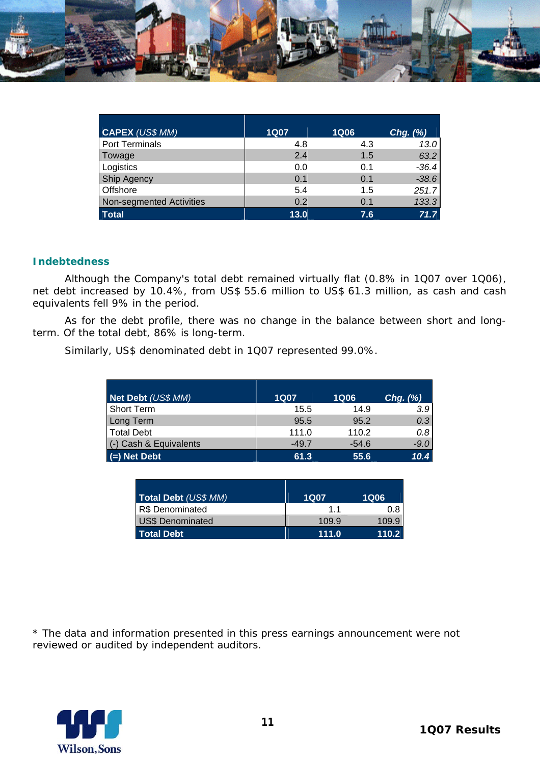| CAPEX (US$ MM) | 1Q07 | 1Q06 | Chg. (%) |
|---|---|---|---|
| Port Terminals | 4.8 | 4.3 | 13.0 |
| Towage | 2.4 | 1.5 | 63.2 |
| Logistics | 0.0 | 0.1 | -36.4 |
| Ship Agency | 0.1 | 0.1 | -38.6 |
| Offshore | 5.4 | 1.5 | 251.7 |
| Non-segmented Activities | 0.2 | 0.1 | 133.3 |
| **Total** | **13.0** | **7.6** | **71.7** |

## Indebtedness

Although the Company's total debt remained virtually flat (0.8% in 1Q07 over 1Q06), net debt increased by 10.4%, from US$ 55.6 million to US$ 61.3 million, as cash and cash equivalents fell 9% in the period.

As for the debt profile, there was no change in the balance between short and long-term. Of the total debt, 86% is long-term.

Similarly, US$ denominated debt in 1Q07 represented 99.0%.

| Net Debt (US$ MM) | 1Q07 | 1Q06 | Chg. (%) |
|---|---|---|---|
| Short Term | 15.5 | 14.9 | 3.9 |
| Long Term | 95.5 | 95.2 | 0.3 |
| Total Debt | 111.0 | 110.2 | 0.8 |
| (-) Cash & Equivalents | -49.7 | -54.6 | -9.0 |
| **(=) Net Debt** | **61.3** | **55.6** | **10.4** |

| Total Debt (US$ MM) | 1Q07 | 1Q06 |
|---|---|---|
| R$ Denominated | 1.1 | 0.8 |
| US$ Denominated | 109.9 | 109.9 |
| **Total Debt** | **111.0** | **110.2** |

* The data and information presented in this press earnings announcement were not reviewed or audited by independent auditors.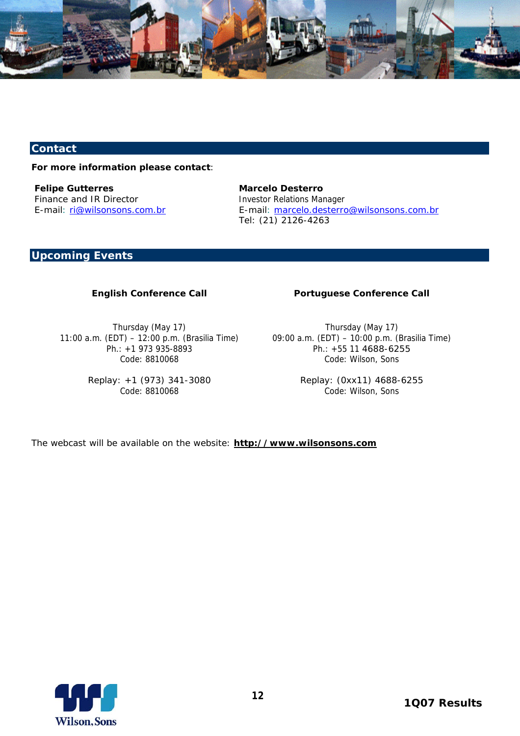## Contact

**For more information please contact**:

**Felipe Gutterres**
Finance and IR Director
E-mail: ri@wilsonsons.com.br

**Marcelo Desterro**
Investor Relations Manager
E-mail: marcelo.desterro@wilsonsons.com.br
Tel: (21) 2126-4263

## Upcoming Events

**English Conference Call**

Thursday (May 17)
11:00 a.m. (EDT) – 12:00 p.m. (Brasilia Time)
Ph.: +1 973 935-8893
Code: 8810068

Replay: +1 (973) 341-3080
Code: 8810068

**Portuguese Conference Call**

Thursday (May 17)
09:00 a.m. (EDT) – 10:00 p.m. (Brasilia Time)
Ph.: +55 11 4688-6255
Code: Wilson, Sons

Replay: (0xx11) 4688-6255
Code: Wilson, Sons

The webcast will be available on the website: **http://www.wilsonsons.com**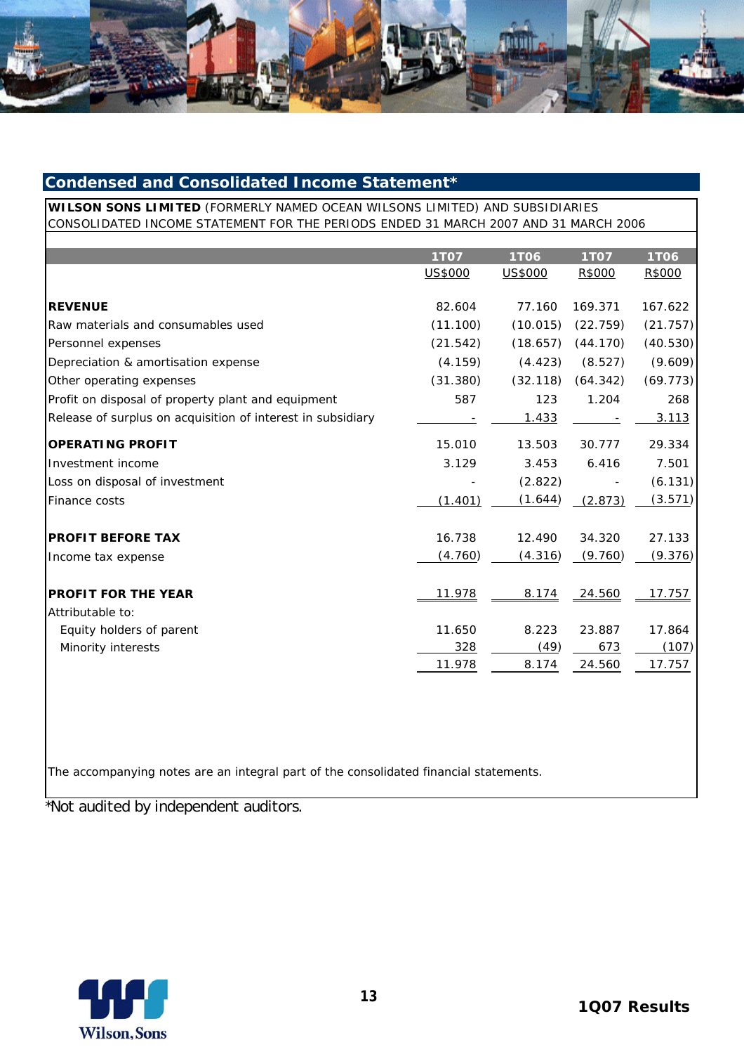## Condensed and Consolidated Income Statement*

**WILSON SONS LIMITED** (FORMERLY NAMED OCEAN WILSONS LIMITED) AND SUBSIDIARIES
CONSOLIDATED INCOME STATEMENT FOR THE PERIODS ENDED 31 MARCH 2007 AND 31 MARCH 2006

| | 1T07 | 1T06 | 1T07 | 1T06 |
|---|---|---|---|---|
| | US$000 | US$000 | R$000 | R$000 |
| **REVENUE** | 82.604 | 77.160 | 169.371 | 167.622 |
| Raw materials and consumables used | (11.100) | (10.015) | (22.759) | (21.757) |
| Personnel expenses | (21.542) | (18.657) | (44.170) | (40.530) |
| Depreciation & amortisation expense | (4.159) | (4.423) | (8.527) | (9.609) |
| Other operating expenses | (31.380) | (32.118) | (64.342) | (69.773) |
| Profit on disposal of property plant and equipment | 587 | 123 | 1.204 | 268 |
| Release of surplus on acquisition of interest in subsidiary | - | 1.433 | - | 3.113 |
| **OPERATING PROFIT** | 15.010 | 13.503 | 30.777 | 29.334 |
| Investment income | 3.129 | 3.453 | 6.416 | 7.501 |
| Loss on disposal of investment | - | (2.822) | - | (6.131) |
| Finance costs | (1.401) | (1.644) | (2.873) | (3.571) |
| **PROFIT BEFORE TAX** | 16.738 | 12.490 | 34.320 | 27.133 |
| Income tax expense | (4.760) | (4.316) | (9.760) | (9.376) |
| **PROFIT FOR THE YEAR** | 11.978 | 8.174 | 24.560 | 17.757 |
| Attributable to: | | | | |
| Equity holders of parent | 11.650 | 8.223 | 23.887 | 17.864 |
| Minority interests | 328 | (49) | 673 | (107) |
| | 11.978 | 8.174 | 24.560 | 17.757 |

The accompanying notes are an integral part of the consolidated financial statements.

*Not audited by independent auditors.

Wilson, Sons

1Q07 Results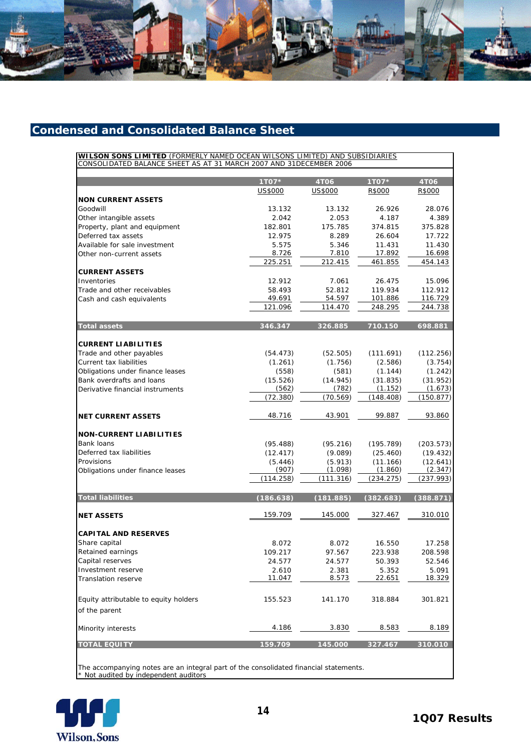## Condensed and Consolidated Balance Sheet

**WILSON SONS LIMITED** (FORMERLY NAMED OCEAN WILSONS LIMITED) AND SUBSIDIARIES
CONSOLIDATED BALANCE SHEET AS AT 31 MARCH 2007 AND 31DECEMBER 2006

| | 1T07* | 4T06 | 1T07* | 4T06 |
|---|---|---|---|---|
| | US$000 | US$000 | R$000 | R$000 |
| **NON CURRENT ASSETS** | | | | |
| Goodwill | 13.132 | 13.132 | 26.926 | 28.076 |
| Other intangible assets | 2.042 | 2.053 | 4.187 | 4.389 |
| Property, plant and equipment | 182.801 | 175.785 | 374.815 | 375.828 |
| Deferred tax assets | 12.975 | 8.289 | 26.604 | 17.722 |
| Available for sale investment | 5.575 | 5.346 | 11.431 | 11.430 |
| Other non-current assets | 8.726 | 7.810 | 17.892 | 16.698 |
| | 225.251 | 212.415 | 461.855 | 454.143 |
| **CURRENT ASSETS** | | | | |
| Inventories | 12.912 | 7.061 | 26.475 | 15.096 |
| Trade and other receivables | 58.493 | 52.812 | 119.934 | 112.912 |
| Cash and cash equivalents | 49.691 | 54.597 | 101.886 | 116.729 |
| | 121.096 | 114.470 | 248.295 | 244.738 |
| **Total assets** | **346.347** | **326.885** | **710.150** | **698.881** |
| **CURRENT LIABILITIES** | | | | |
| Trade and other payables | (54.473) | (52.505) | (111.691) | (112.256) |
| Current tax liabilities | (1.261) | (1.756) | (2.586) | (3.754) |
| Obligations under finance leases | (558) | (581) | (1.144) | (1.242) |
| Bank overdrafts and loans | (15.526) | (14.945) | (31.835) | (31.952) |
| Derivative financial instruments | (562) | (782) | (1.152) | (1.673) |
| | (72.380) | (70.569) | (148.408) | (150.877) |
| **NET CURRENT ASSETS** | 48.716 | 43.901 | 99.887 | 93.860 |
| **NON-CURRENT LIABILITIES** | | | | |
| Bank loans | (95.488) | (95.216) | (195.789) | (203.573) |
| Deferred tax liabilities | (12.417) | (9.089) | (25.460) | (19.432) |
| Provisions | (5.446) | (5.913) | (11.166) | (12.641) |
| Obligations under finance leases | (907) | (1.098) | (1.860) | (2.347) |
| | (114.258) | (111.316) | (234.275) | (237.993) |
| **Total liabilities** | **(186.638)** | **(181.885)** | **(382.683)** | **(388.871)** |
| **NET ASSETS** | 159.709 | 145.000 | 327.467 | 310.010 |
| **CAPITAL AND RESERVES** | | | | |
| Share capital | 8.072 | 8.072 | 16.550 | 17.258 |
| Retained earnings | 109.217 | 97.567 | 223.938 | 208.598 |
| Capital reserves | 24.577 | 24.577 | 50.393 | 52.546 |
| Investment reserve | 2.610 | 2.381 | 5.352 | 5.091 |
| Translation reserve | 11.047 | 8.573 | 22.651 | 18.329 |
| Equity attributable to equity holders of the parent | 155.523 | 141.170 | 318.884 | 301.821 |
| Minority interests | 4.186 | 3.830 | 8.583 | 8.189 |
| **TOTAL EQUITY** | **159.709** | **145.000** | **327.467** | **310.010** |

The accompanying notes are an integral part of the consolidated financial statements.
* Not audited by independent auditors

Wilson, Sons

1Q07 Results